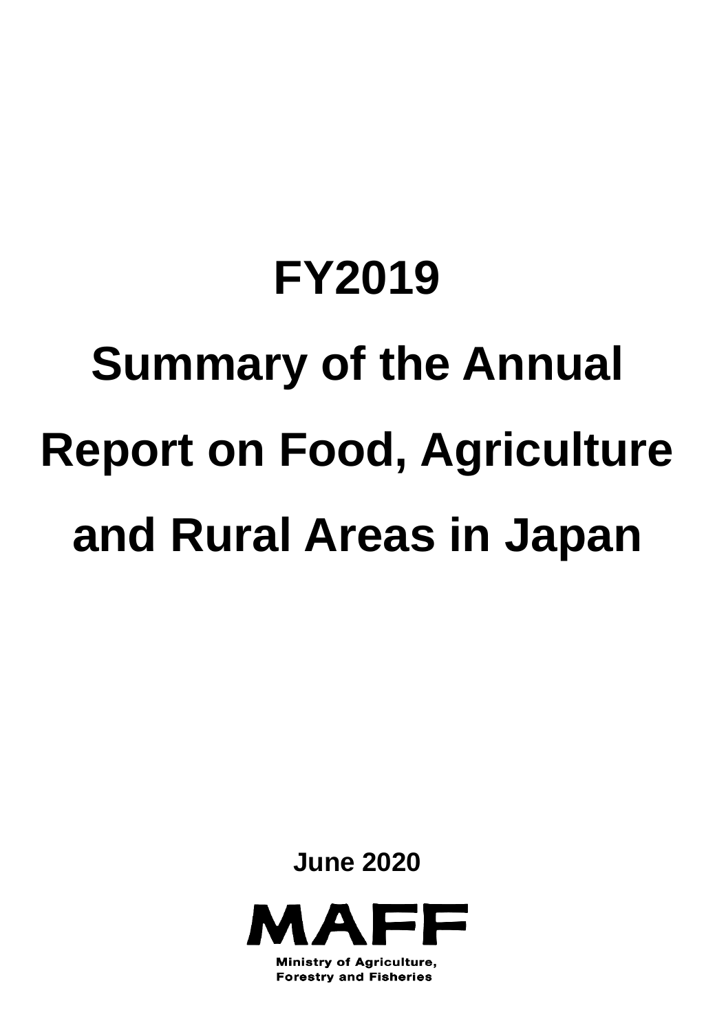# FY2019

# Summary of the Annual Report on Food, Agriculture and Rural Areas in Japan

**June 2020**

**MAFF**

**Ministry of Agriculture, Forestry and Fisheries**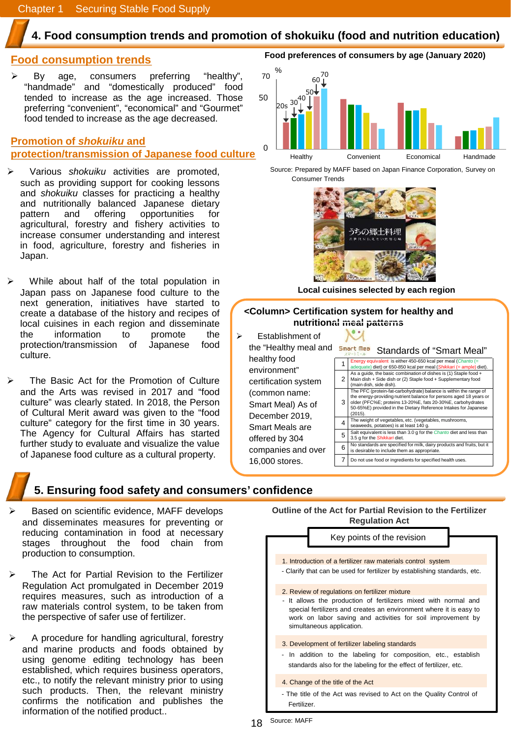## 4. Food consumption trends and promotion of shokuiku (food and nutrition education)

### Food consumption trends

- By age, consumers preferring “healthy”, “handmade” and “domestically produced” food tended to increase as the age increased. Those preferring “convenient”, “economical” and “Gourmet” food tended to increase as the age decreased.

**Food preferences of consumers by age (January 2020)**

%
70
50
0
20s 30 40 50 60 70
Healthy
Convenient
Economical
Handmade

Source: Prepared by MAFF based on Japan Finance Corporation, Survey on Consumer Trends

### Promotion of *shokuiku* and protection/transmission of Japanese food culture

- Various *shokuiku* activities are promoted, such as providing support for cooking lessons and *shokuiku* classes for practicing a healthy and nutritionally balanced Japanese dietary pattern and offering opportunities for agricultural, forestry and fishery activities to increase consumer understanding and interest in food, agriculture, forestry and fisheries in Japan.

- While about half of the total population in Japan pass on Japanese food culture to the next generation, initiatives have started to create a database of the history and recipes of local cuisines in each region and disseminate the information to promote the protection/transmission of Japanese food culture.

- The Basic Act for the Promotion of Culture and the Arts was revised in 2017 and “food culture” was clearly stated. In 2018, the Person of Cultural Merit award was given to the “food culture” category for the first time in 30 years. The Agency for Cultural Affairs has started further study to evaluate and visualize the value of Japanese food culture as a cultural property.

うちの郷土料理

**Local cuisines selected by each region**

### <Column> Certification system for healthy and nutritional meal patterns

- Establishment of the “Healthy meal and healthy food environment” certification system (common name: Smart Meal) As of December 2019, Smart Meals are offered by 304 companies and over 16,000 stores.

**Standards of “Smart Meal”**

| | |
|---|---|
| 1 | Energy equivalent is either 450-650 kcal per meal (*Chanto* (= adequate) diet) or 650-850 kcal per meal (*Shikkari* (= ample) diet). |
| 2 | As a guide, the basic combination of dishes is (1) Staple food + Main dish + Side dish or (2) Staple food + Supplementary food (main dish, side dish). |
| 3 | The PFC (protein-fat-carbohydrate) balance is within the range of the energy-providing nutrient balance for persons aged 18 years or older (PFC%E; proteins 13-20%E, fats 20-30%E, carbohydrates 50-65%E) provided in the Dietary Reference Intakes for Japanese (2015). |
| 4 | The weight of vegetables, etc. (vegetables, mushrooms, seaweeds, potatoes) is at least 140 g. |
| 5 | Salt equivalent is less than 3.0 g for the *Chanto* diet and less than 3.5 g for the *Shikkari* diet. |
| 6 | No standards are specified for milk, dairy products and fruits, but it is desirable to include them as appropriate. |
| 7 | Do not use food or ingredients for specified health uses. |

## 5. Ensuring food safety and consumers’ confidence

- Based on scientific evidence, MAFF develops and disseminates measures for preventing or reducing contamination in food at necessary stages throughout the food chain from production to consumption.

- The Act for Partial Revision to the Fertilizer Regulation Act promulgated in December 2019 requires measures, such as introduction of a raw materials control system, to be taken from the perspective of safer use of fertilizer.

- A procedure for handling agricultural, forestry and marine products and foods obtained by using genome editing technology has been established, which requires business operators, etc., to notify the relevant ministry prior to using such products. Then, the relevant ministry confirms the notification and publishes the information of the notified product..

**Outline of the Act for Partial Revision to the Fertilizer Regulation Act**

Key points of the revision

1. Introduction of a fertilizer raw materials control system
   - Clarify that can be used for fertilizer by establishing standards, etc.

2. Review of regulations on fertilizer mixture
   - It allows the production of fertilizers mixed with normal and special fertilizers and creates an environment where it is easy to work on labor saving and activities for soil improvement by simultaneous application.

3. Development of fertilizer labeling standards
   - In addition to the labeling for composition, etc., establish standards also for the labeling for the effect of fertilizer, etc.

4. Change of the title of the Act
   - The title of the Act was revised to Act on the Quality Control of Fertilizer.

Source: MAFF